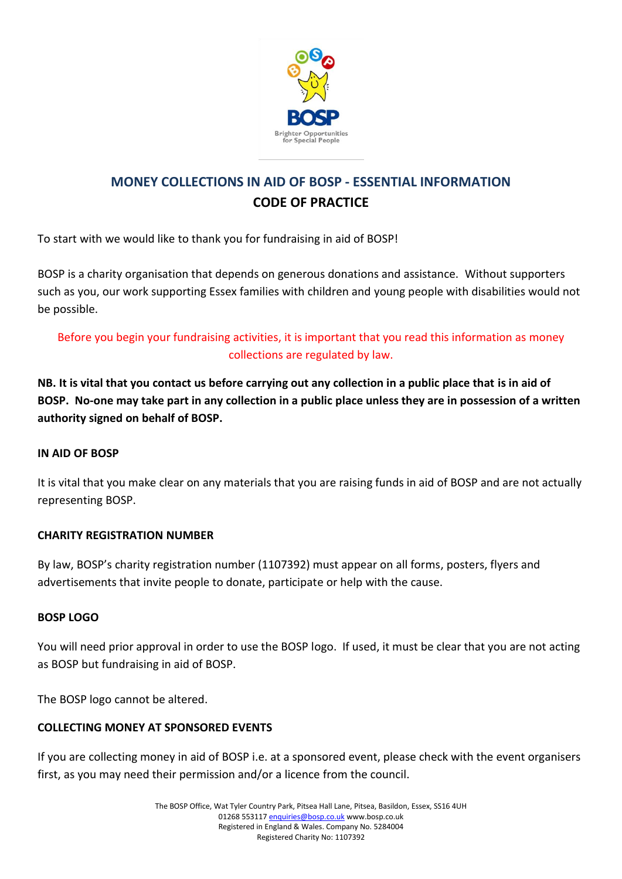# MONEY COLLECTIONS IN AID OF BOSP - ESSENTIAL INFORMATION

## CODE OF PRACTICE

To start with we would like to thank you for fundraising in aid of BOSP!

BOSP is a charity organisation that depends on generous donations and assistance. Without supporters such as you, our work supporting Essex families with children and young people with disabilities would not be possible.

Before you begin your fundraising activities, it is important that you read this information as money collections are regulated by law.

**NB. It is vital that you contact us before carrying out any collection in a public place that is in aid of BOSP. No-one may take part in any collection in a public place unless they are in possession of a written authority signed on behalf of BOSP.**

### IN AID OF BOSP

It is vital that you make clear on any materials that you are raising funds in aid of BOSP and are not actually representing BOSP.

### CHARITY REGISTRATION NUMBER

By law, BOSP's charity registration number (1107392) must appear on all forms, posters, flyers and advertisements that invite people to donate, participate or help with the cause.

### BOSP LOGO

You will need prior approval in order to use the BOSP logo. If used, it must be clear that you are not acting as BOSP but fundraising in aid of BOSP.

The BOSP logo cannot be altered.

### COLLECTING MONEY AT SPONSORED EVENTS

If you are collecting money in aid of BOSP i.e. at a sponsored event, please check with the event organisers first, as you may need their permission and/or a licence from the council.

The BOSP Office, Wat Tyler Country Park, Pitsea Hall Lane, Pitsea, Basildon, Essex, SS16 4UH
01268 553117 enquiries@bosp.co.uk www.bosp.co.uk
Registered in England & Wales. Company No. 5284004
Registered Charity No: 1107392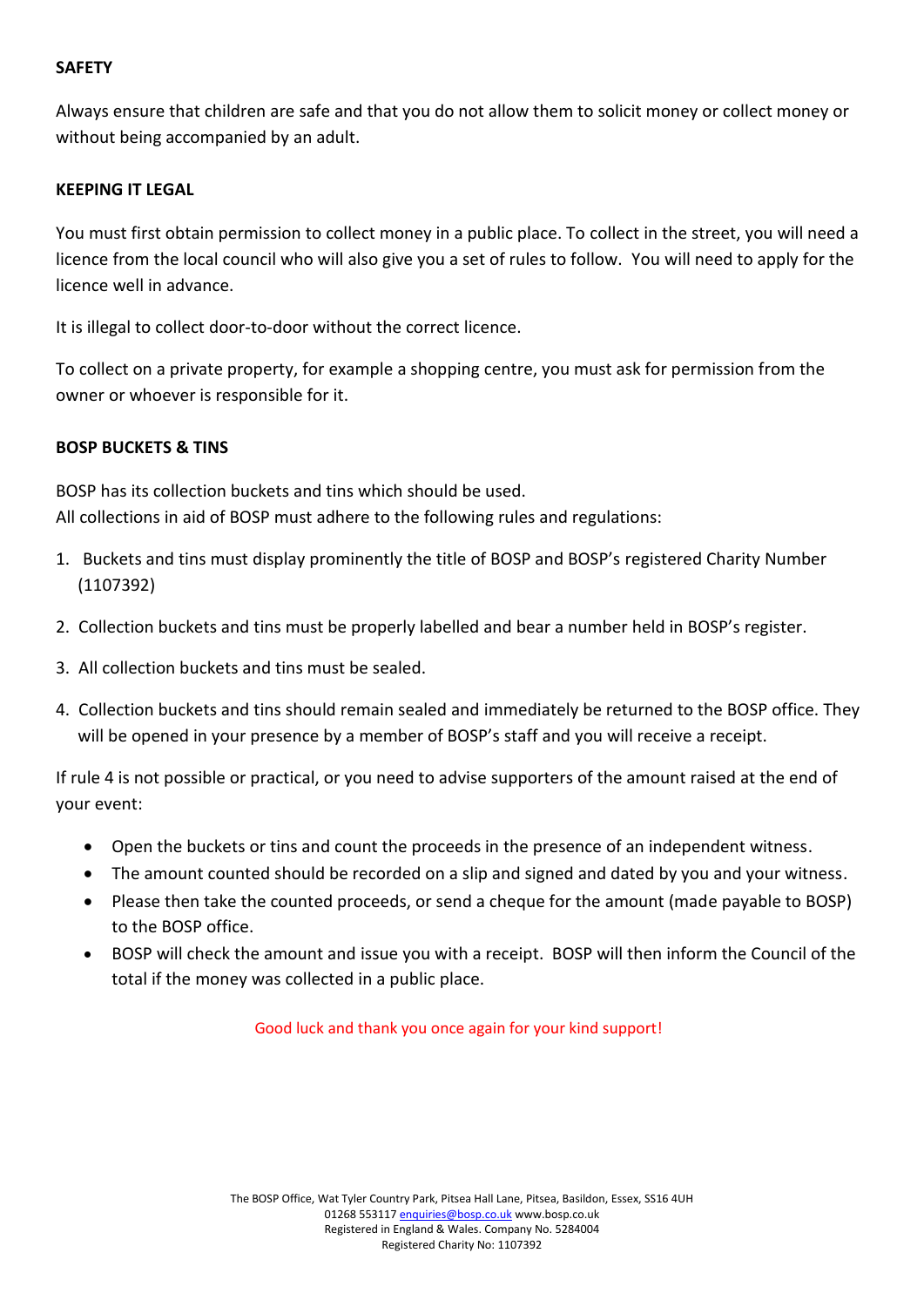**SAFETY**

Always ensure that children are safe and that you do not allow them to solicit money or collect money or without being accompanied by an adult.

**KEEPING IT LEGAL**

You must first obtain permission to collect money in a public place. To collect in the street, you will need a licence from the local council who will also give you a set of rules to follow. You will need to apply for the licence well in advance.

It is illegal to collect door-to-door without the correct licence.

To collect on a private property, for example a shopping centre, you must ask for permission from the owner or whoever is responsible for it.

**BOSP BUCKETS & TINS**

BOSP has its collection buckets and tins which should be used.
All collections in aid of BOSP must adhere to the following rules and regulations:

1. Buckets and tins must display prominently the title of BOSP and BOSP's registered Charity Number (1107392)
2. Collection buckets and tins must be properly labelled and bear a number held in BOSP's register.
3. All collection buckets and tins must be sealed.
4. Collection buckets and tins should remain sealed and immediately be returned to the BOSP office. They will be opened in your presence by a member of BOSP's staff and you will receive a receipt.

If rule 4 is not possible or practical, or you need to advise supporters of the amount raised at the end of your event:

- Open the buckets or tins and count the proceeds in the presence of an independent witness.
- The amount counted should be recorded on a slip and signed and dated by you and your witness.
- Please then take the counted proceeds, or send a cheque for the amount (made payable to BOSP) to the BOSP office.
- BOSP will check the amount and issue you with a receipt. BOSP will then inform the Council of the total if the money was collected in a public place.

Good luck and thank you once again for your kind support!